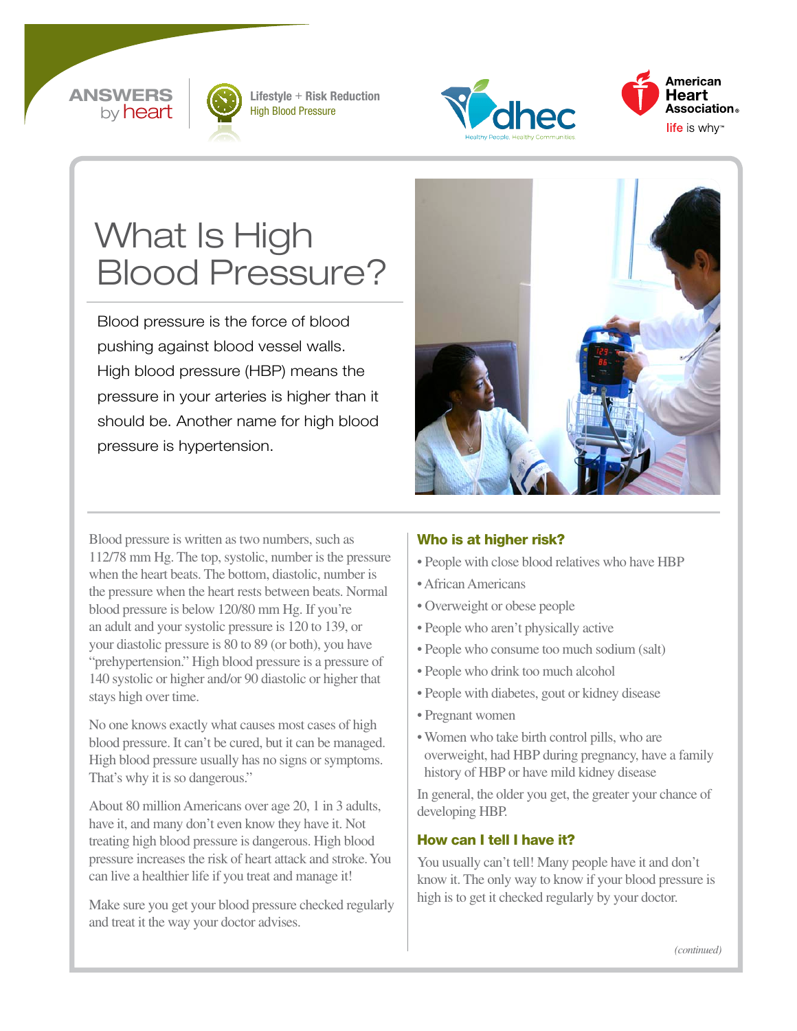ANSWERS by heart

Lifestyle + Risk Reduction
High Blood Pressure

# What Is High Blood Pressure?

Blood pressure is the force of blood pushing against blood vessel walls. High blood pressure (HBP) means the pressure in your arteries is higher than it should be. Another name for high blood pressure is hypertension.

Blood pressure is written as two numbers, such as 112/78 mm Hg. The top, systolic, number is the pressure when the heart beats. The bottom, diastolic, number is the pressure when the heart rests between beats. Normal blood pressure is below 120/80 mm Hg. If you're an adult and your systolic pressure is 120 to 139, or your diastolic pressure is 80 to 89 (or both), you have "prehypertension." High blood pressure is a pressure of 140 systolic or higher and/or 90 diastolic or higher that stays high over time.

No one knows exactly what causes most cases of high blood pressure. It can't be cured, but it can be managed. High blood pressure usually has no signs or symptoms. That's why it is so dangerous."

About 80 million Americans over age 20, 1 in 3 adults, have it, and many don't even know they have it. Not treating high blood pressure is dangerous. High blood pressure increases the risk of heart attack and stroke. You can live a healthier life if you treat and manage it!

Make sure you get your blood pressure checked regularly and treat it the way your doctor advises.

### Who is at higher risk?

- People with close blood relatives who have HBP
- African Americans
- Overweight or obese people
- People who aren't physically active
- People who consume too much sodium (salt)
- People who drink too much alcohol
- People with diabetes, gout or kidney disease
- Pregnant women
- Women who take birth control pills, who are overweight, had HBP during pregnancy, have a family history of HBP or have mild kidney disease

In general, the older you get, the greater your chance of developing HBP.

### How can I tell I have it?

You usually can't tell! Many people have it and don't know it. The only way to know if your blood pressure is high is to get it checked regularly by your doctor.

*(continued)*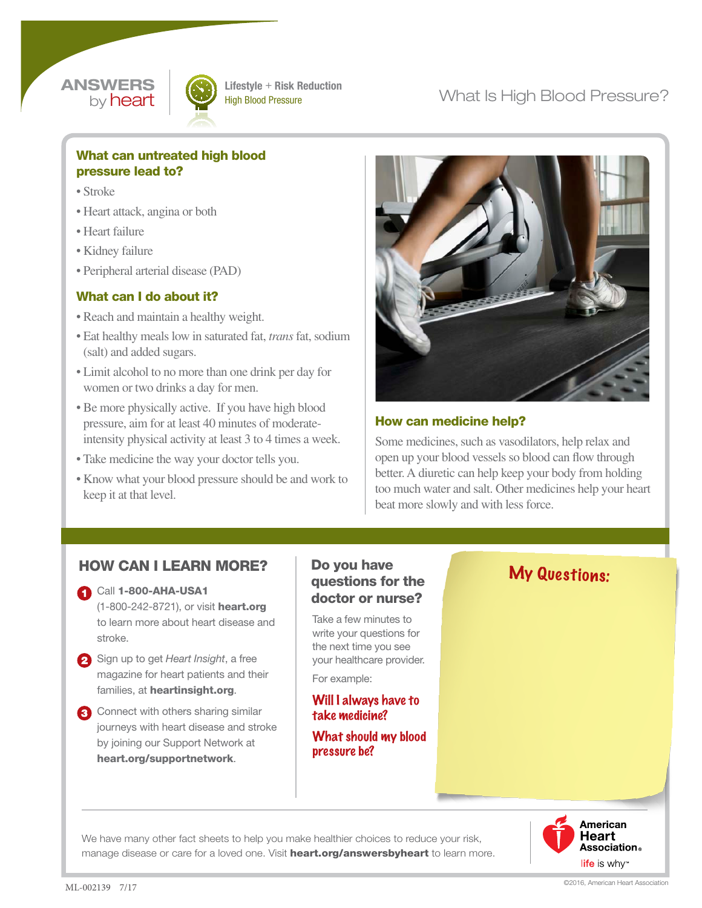ANSWERS by heart

Lifestyle + Risk Reduction
High Blood Pressure

# What Is High Blood Pressure?

## What can untreated high blood pressure lead to?

- Stroke
- Heart attack, angina or both
- Heart failure
- Kidney failure
- Peripheral arterial disease (PAD)

## What can I do about it?

- Reach and maintain a healthy weight.
- Eat healthy meals low in saturated fat, *trans* fat, sodium (salt) and added sugars.
- Limit alcohol to no more than one drink per day for women or two drinks a day for men.
- Be more physically active. If you have high blood pressure, aim for at least 40 minutes of moderate-intensity physical activity at least 3 to 4 times a week.
- Take medicine the way your doctor tells you.
- Know what your blood pressure should be and work to keep it at that level.

## How can medicine help?

Some medicines, such as vasodilators, help relax and open up your blood vessels so blood can flow through better. A diuretic can help keep your body from holding too much water and salt. Other medicines help your heart beat more slowly and with less force.

## HOW CAN I LEARN MORE?

1. Call **1-800-AHA-USA1** (1-800-242-8721), or visit **heart.org** to learn more about heart disease and stroke.
2. Sign up to get *Heart Insight*, a free magazine for heart patients and their families, at **heartinsight.org**.
3. Connect with others sharing similar journeys with heart disease and stroke by joining our Support Network at **heart.org/supportnetwork**.

## Do you have questions for the doctor or nurse?

Take a few minutes to write your questions for the next time you see your healthcare provider.

For example:

**Will I always have to take medicine?**

**What should my blood pressure be?**

**My Questions:**

We have many other fact sheets to help you make healthier choices to reduce your risk, manage disease or care for a loved one. Visit **heart.org/answersbyheart** to learn more.

American Heart Association. life is why™

ML-002139 7/17

©2016, American Heart Association